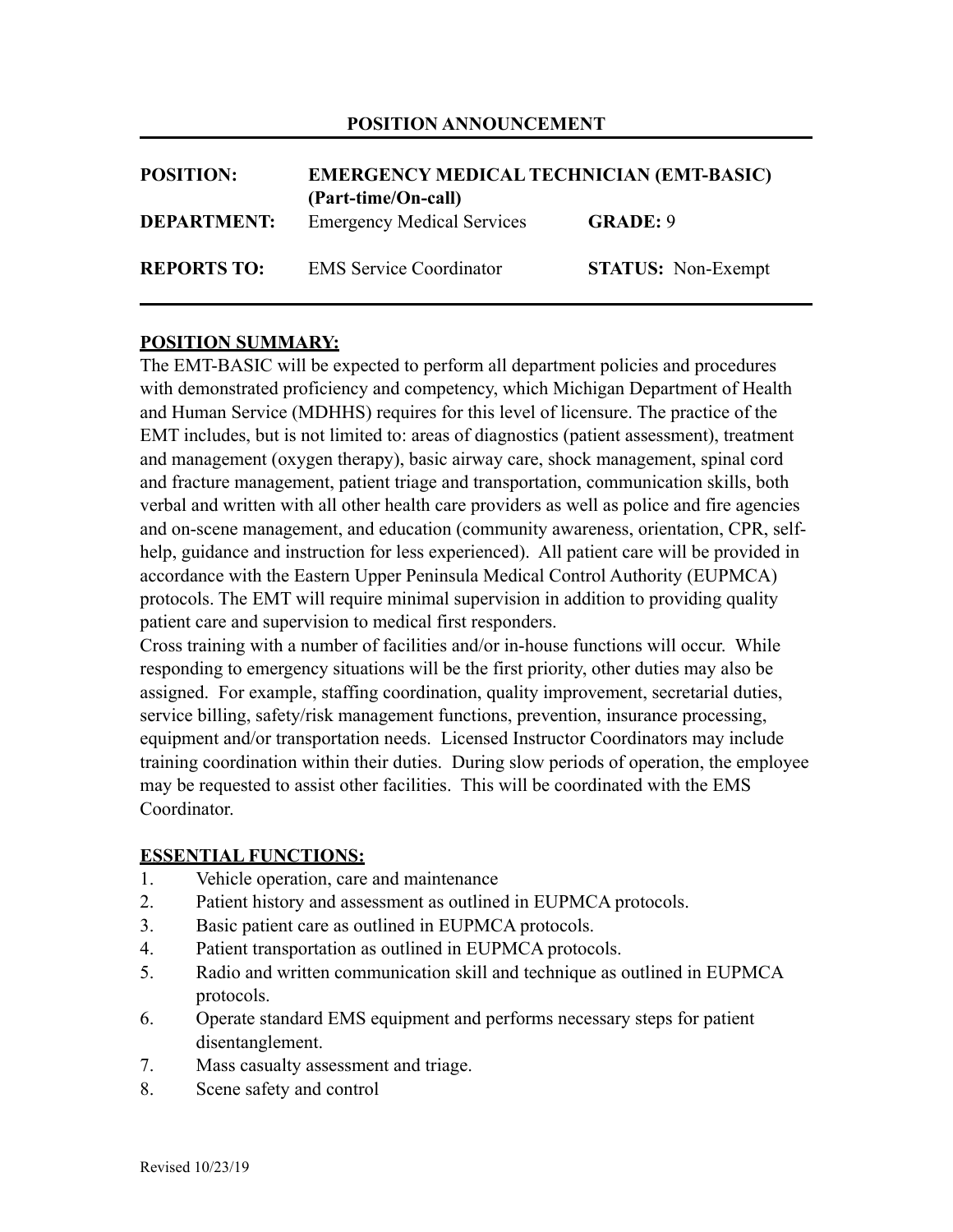# POSITION ANNOUNCEMENT

| | | | |
|---|---|---|---|
| **POSITION:** | **EMERGENCY MEDICAL TECHNICIAN (EMT-BASIC) (Part-time/On-call)** | | |
| **DEPARTMENT:** | Emergency Medical Services | **GRADE:** | 9 |
| **REPORTS TO:** | EMS Service Coordinator | **STATUS:** | Non-Exempt |

## POSITION SUMMARY:

The EMT-BASIC will be expected to perform all department policies and procedures with demonstrated proficiency and competency, which Michigan Department of Health and Human Service (MDHHS) requires for this level of licensure. The practice of the EMT includes, but is not limited to: areas of diagnostics (patient assessment), treatment and management (oxygen therapy), basic airway care, shock management, spinal cord and fracture management, patient triage and transportation, communication skills, both verbal and written with all other health care providers as well as police and fire agencies and on-scene management, and education (community awareness, orientation, CPR, self-help, guidance and instruction for less experienced). All patient care will be provided in accordance with the Eastern Upper Peninsula Medical Control Authority (EUPMCA) protocols. The EMT will require minimal supervision in addition to providing quality patient care and supervision to medical first responders.

Cross training with a number of facilities and/or in-house functions will occur. While responding to emergency situations will be the first priority, other duties may also be assigned. For example, staffing coordination, quality improvement, secretarial duties, service billing, safety/risk management functions, prevention, insurance processing, equipment and/or transportation needs. Licensed Instructor Coordinators may include training coordination within their duties. During slow periods of operation, the employee may be requested to assist other facilities. This will be coordinated with the EMS Coordinator.

## ESSENTIAL FUNCTIONS:

1. Vehicle operation, care and maintenance
2. Patient history and assessment as outlined in EUPMCA protocols.
3. Basic patient care as outlined in EUPMCA protocols.
4. Patient transportation as outlined in EUPMCA protocols.
5. Radio and written communication skill and technique as outlined in EUPMCA protocols.
6. Operate standard EMS equipment and performs necessary steps for patient disentanglement.
7. Mass casualty assessment and triage.
8. Scene safety and control

Revised 10/23/19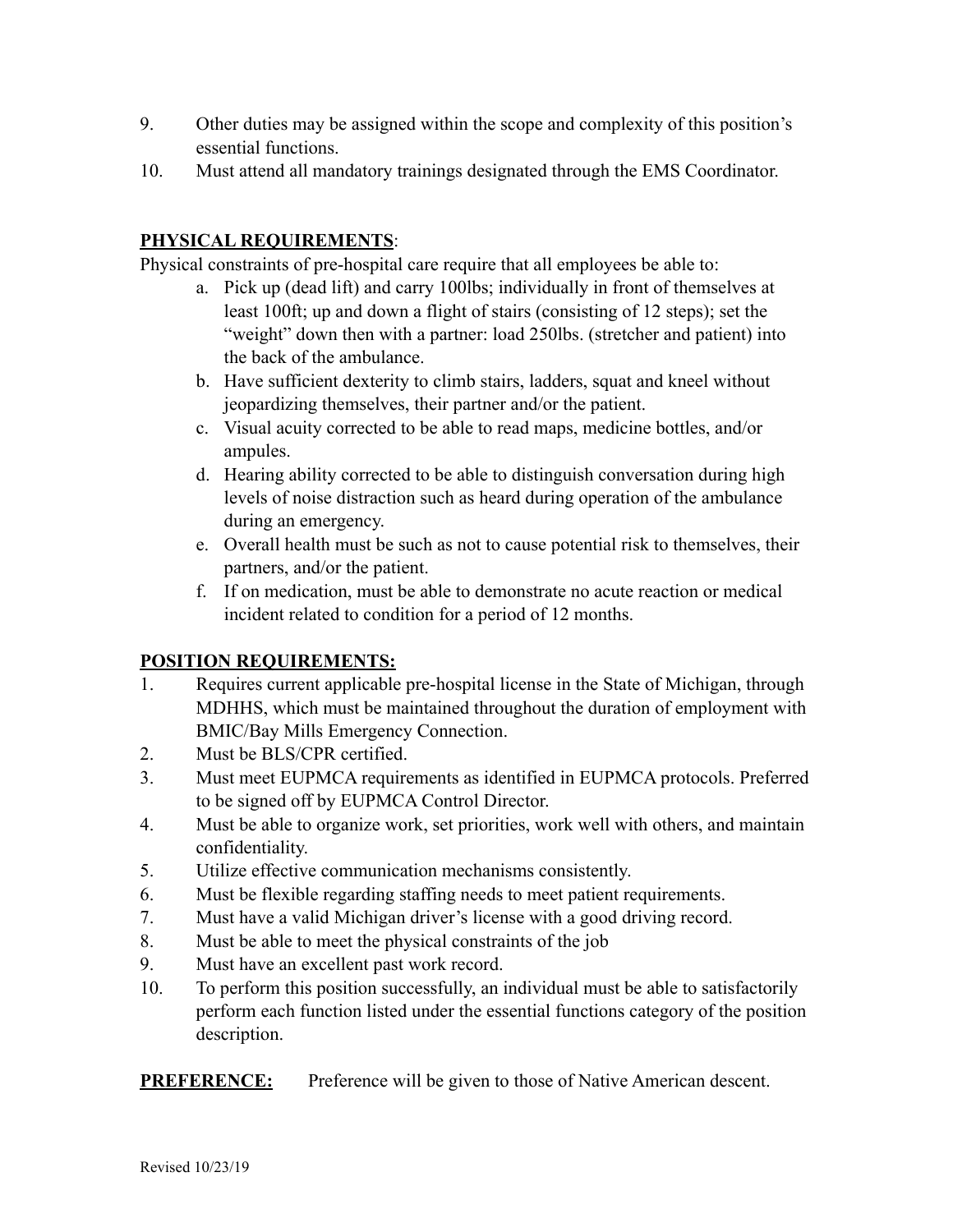9. Other duties may be assigned within the scope and complexity of this position's essential functions.
10. Must attend all mandatory trainings designated through the EMS Coordinator.

**PHYSICAL REQUIREMENTS**:

Physical constraints of pre-hospital care require that all employees be able to:

a. Pick up (dead lift) and carry 100lbs; individually in front of themselves at least 100ft; up and down a flight of stairs (consisting of 12 steps); set the "weight" down then with a partner: load 250lbs. (stretcher and patient) into the back of the ambulance.
b. Have sufficient dexterity to climb stairs, ladders, squat and kneel without jeopardizing themselves, their partner and/or the patient.
c. Visual acuity corrected to be able to read maps, medicine bottles, and/or ampules.
d. Hearing ability corrected to be able to distinguish conversation during high levels of noise distraction such as heard during operation of the ambulance during an emergency.
e. Overall health must be such as not to cause potential risk to themselves, their partners, and/or the patient.
f. If on medication, must be able to demonstrate no acute reaction or medical incident related to condition for a period of 12 months.

**POSITION REQUIREMENTS:**

1. Requires current applicable pre-hospital license in the State of Michigan, through MDHHS, which must be maintained throughout the duration of employment with BMIC/Bay Mills Emergency Connection.
2. Must be BLS/CPR certified.
3. Must meet EUPMCA requirements as identified in EUPMCA protocols. Preferred to be signed off by EUPMCA Control Director.
4. Must be able to organize work, set priorities, work well with others, and maintain confidentiality.
5. Utilize effective communication mechanisms consistently.
6. Must be flexible regarding staffing needs to meet patient requirements.
7. Must have a valid Michigan driver's license with a good driving record.
8. Must be able to meet the physical constraints of the job
9. Must have an excellent past work record.
10. To perform this position successfully, an individual must be able to satisfactorily perform each function listed under the essential functions category of the position description.

**PREFERENCE:** Preference will be given to those of Native American descent.

Revised 10/23/19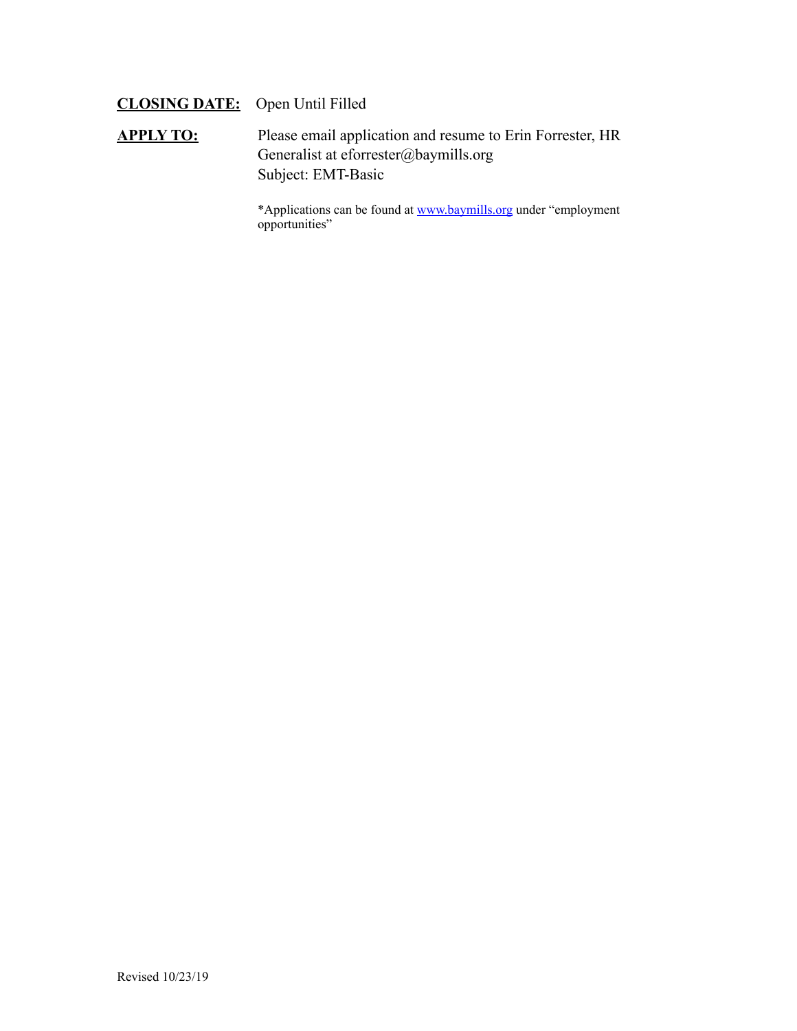**CLOSING DATE:** Open Until Filled

**APPLY TO:** Please email application and resume to Erin Forrester, HR Generalist at eforrester@baymills.org
Subject: EMT-Basic

*Applications can be found at [www.baymills.org](www.baymills.org) under "employment opportunities"

Revised 10/23/19